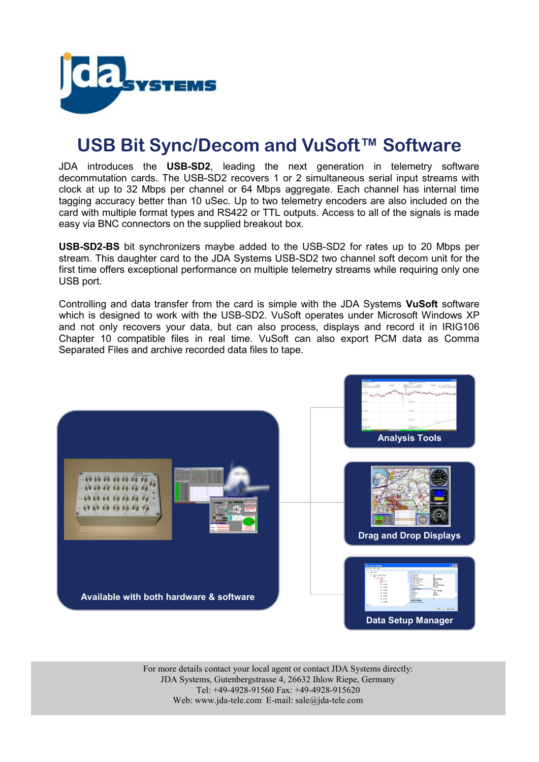# USB Bit Sync/Decom and VuSoft™ Software

JDA introduces the **USB-SD2**, leading the next generation in telemetry software decommutation cards. The USB-SD2 recovers 1 or 2 simultaneous serial input streams with clock at up to 32 Mbps per channel or 64 Mbps aggregate. Each channel has internal time tagging accuracy better than 10 uSec. Up to two telemetry encoders are also included on the card with multiple format types and RS422 or TTL outputs. Access to all of the signals is made easy via BNC connectors on the supplied breakout box.

**USB-SD2-BS** bit synchronizers maybe added to the USB-SD2 for rates up to 20 Mbps per stream. This daughter card to the JDA Systems USB-SD2 two channel soft decom unit for the first time offers exceptional performance on multiple telemetry streams while requiring only one USB port.

Controlling and data transfer from the card is simple with the JDA Systems **VuSoft** software which is designed to work with the USB-SD2. VuSoft operates under Microsoft Windows XP and not only recovers your data, but can also process, displays and record it in IRIG106 Chapter 10 compatible files in real time. VuSoft can also export PCM data as Comma Separated Files and archive recorded data files to tape.

Available with both hardware & software

Analysis Tools

Drag and Drop Displays

Data Setup Manager

For more details contact your local agent or contact JDA Systems directly:
JDA Systems, Gutenbergstrasse 4, 26632 Ihlow Riepe, Germany
Tel: +49-4928-91560 Fax: +49-4928-915620
Web: www.jda-tele.com E-mail: sale@jda-tele.com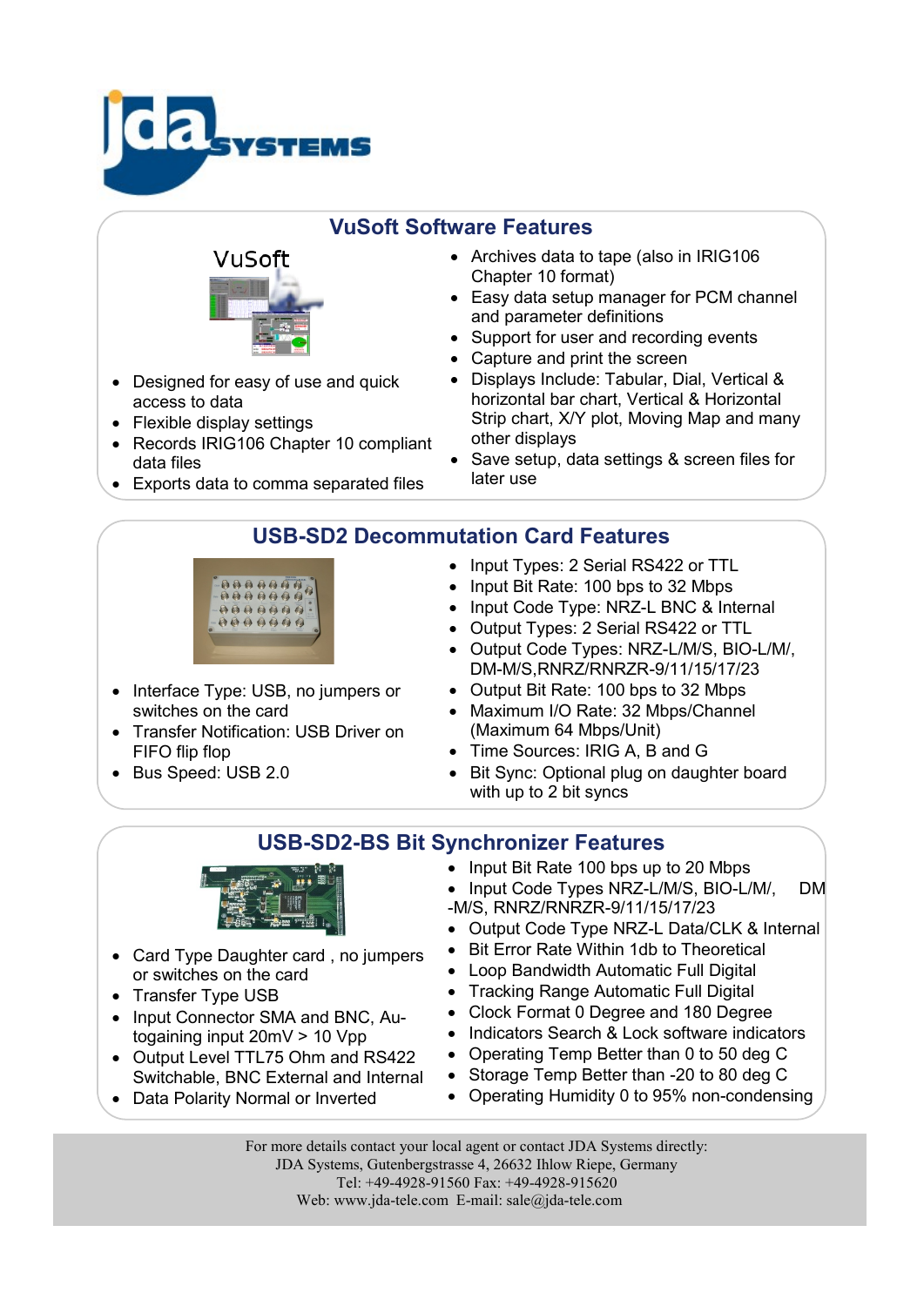# jda SYSTEMS

## VuSoft Software Features

VuSoft

- Designed for easy of use and quick access to data
- Flexible display settings
- Records IRIG106 Chapter 10 compliant data files
- Exports data to comma separated files
- Archives data to tape (also in IRIG106 Chapter 10 format)
- Easy data setup manager for PCM channel and parameter definitions
- Support for user and recording events
- Capture and print the screen
- Displays Include: Tabular, Dial, Vertical & horizontal bar chart, Vertical & Horizontal Strip chart, X/Y plot, Moving Map and many other displays
- Save setup, data settings & screen files for later use

## USB-SD2 Decommutation Card Features

- Interface Type: USB, no jumpers or switches on the card
- Transfer Notification: USB Driver on FIFO flip flop
- Bus Speed: USB 2.0
- Input Types: 2 Serial RS422 or TTL
- Input Bit Rate: 100 bps to 32 Mbps
- Input Code Type: NRZ-L BNC & Internal
- Output Types: 2 Serial RS422 or TTL
- Output Code Types: NRZ-L/M/S, BIO-L/M/, DM-M/S,RNRZ/RNRZR-9/11/15/17/23
- Output Bit Rate: 100 bps to 32 Mbps
- Maximum I/O Rate: 32 Mbps/Channel (Maximum 64 Mbps/Unit)
- Time Sources: IRIG A, B and G
- Bit Sync: Optional plug on daughter board with up to 2 bit syncs

## USB-SD2-BS Bit Synchronizer Features

- Card Type Daughter card , no jumpers or switches on the card
- Transfer Type USB
- Input Connector SMA and BNC, Au-togaining input 20mV > 10 Vpp
- Output Level TTL75 Ohm and RS422 Switchable, BNC External and Internal
- Data Polarity Normal or Inverted
- Input Bit Rate 100 bps up to 20 Mbps
- Input Code Types NRZ-L/M/S, BIO-L/M/, DM-M/S, RNRZ/RNRZR-9/11/15/17/23
- Output Code Type NRZ-L Data/CLK & Internal
- Bit Error Rate Within 1db to Theoretical
- Loop Bandwidth Automatic Full Digital
- Tracking Range Automatic Full Digital
- Clock Format 0 Degree and 180 Degree
- Indicators Search & Lock software indicators
- Operating Temp Better than 0 to 50 deg C
- Storage Temp Better than -20 to 80 deg C
- Operating Humidity 0 to 95% non-condensing

For more details contact your local agent or contact JDA Systems directly:
JDA Systems, Gutenbergstrasse 4, 26632 Ihlow Riepe, Germany
Tel: +49-4928-91560 Fax: +49-4928-915620
Web: www.jda-tele.com E-mail: sale@jda-tele.com